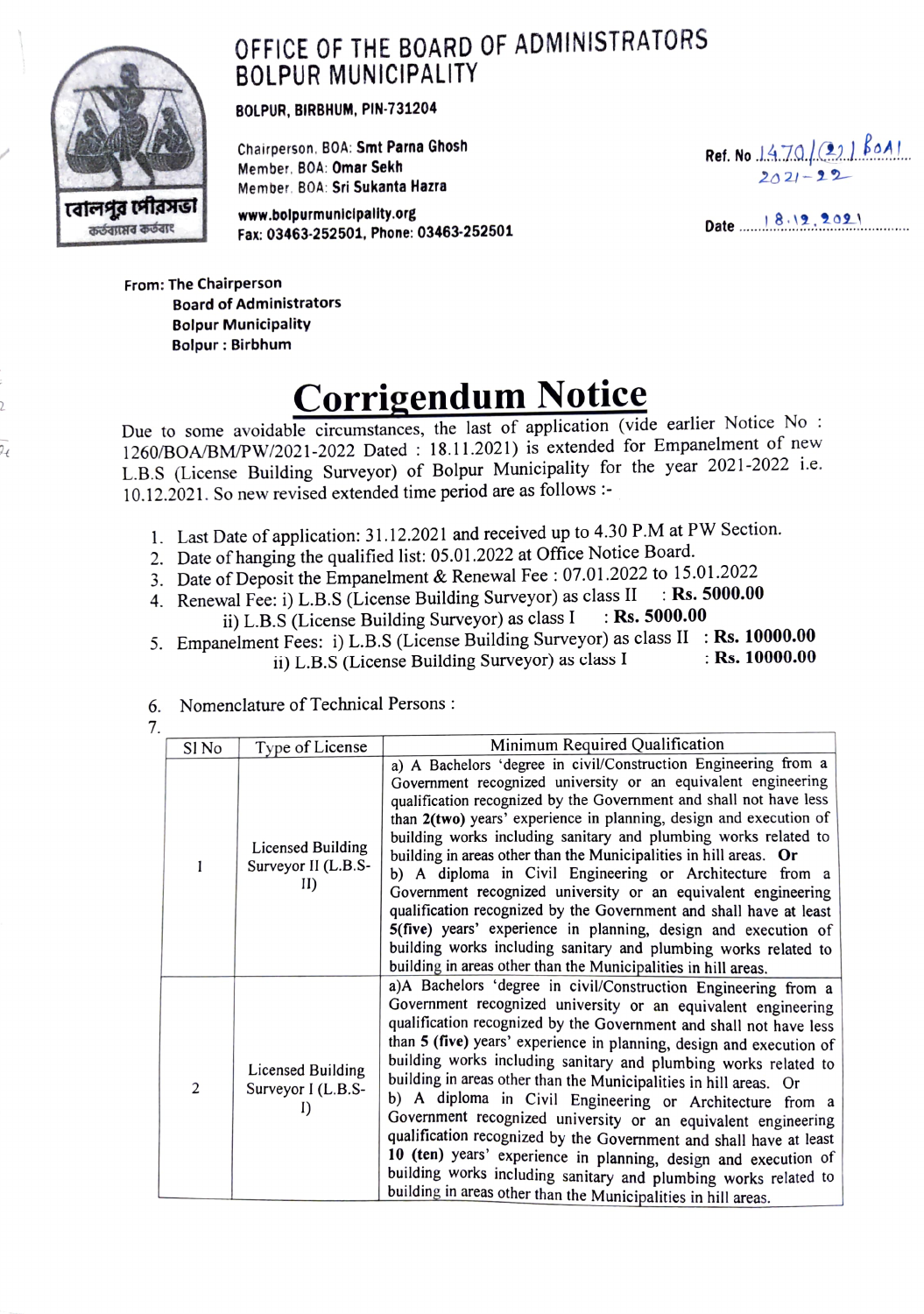# OFFICE OF THE BOARD OF ADMINISTRATORS
## BOLPUR MUNICIPALITY

**BOLPUR, BIRBHUM, PIN-731204**

Chairperson, BOA: **Smt Parna Ghosh**
Member, BOA: **Omar Sekh**
Member, BOA: **Sri Sukanta Hazra**

**www.bolpurmunicipality.org**
**Fax: 03463-252501, Phone: 03463-252501**

বোলপুর পৌরসভা
কর্তব্যাসর কর্তবাং

**Ref. No** 1470/(22) BOA/ 2021-22

**Date** 18.12.2021

**From: The Chairperson**
**Board of Administrators**
**Bolpur Municipality**
**Bolpur : Birbhum**

# Corrigendum Notice

Due to some avoidable circumstances, the last of application (vide earlier Notice No : 1260/BOA/BM/PW/2021-2022 Dated : 18.11.2021) is extended for Empanelment of new L.B.S (License Building Surveyor) of Bolpur Municipality for the year 2021-2022 i.e. 10.12.2021. So new revised extended time period are as follows :-

1. Last Date of application: 31.12.2021 and received up to 4.30 P.M at PW Section.
2. Date of hanging the qualified list: 05.01.2022 at Office Notice Board.
3. Date of Deposit the Empanelment & Renewal Fee : 07.01.2022 to 15.01.2022
4. Renewal Fee: i) L.B.S (License Building Surveyor) as class II : **Rs. 5000.00**
   ii) L.B.S (License Building Surveyor) as class I : **Rs. 5000.00**
5. Empanelment Fees: i) L.B.S (License Building Surveyor) as class II : **Rs. 10000.00**
   ii) L.B.S (License Building Surveyor) as class I : **Rs. 10000.00**
6. Nomenclature of Technical Persons :
7.

| Sl No | Type of License | Minimum Required Qualification |
|---|---|---|
| 1 | Licensed Building Surveyor II (L.B.S-II) | a) A Bachelors 'degree in civil/Construction Engineering from a Government recognized university or an equivalent engineering qualification recognized by the Government and shall not have less than **2(two)** years' experience in planning, design and execution of building works including sanitary and plumbing works related to building in areas other than the Municipalities in hill areas. **Or**<br>b) A diploma in Civil Engineering or Architecture from a Government recognized university or an equivalent engineering qualification recognized by the Government and shall have at least **5(five)** years' experience in planning, design and execution of building works including sanitary and plumbing works related to building in areas other than the Municipalities in hill areas. |
| 2 | Licensed Building Surveyor I (L.B.S-I) | a)A Bachelors 'degree in civil/Construction Engineering from a Government recognized university or an equivalent engineering qualification recognized by the Government and shall not have less than **5 (five)** years' experience in planning, design and execution of building works including sanitary and plumbing works related to building in areas other than the Municipalities in hill areas. Or<br>b) A diploma in Civil Engineering or Architecture from a Government recognized university or an equivalent engineering qualification recognized by the Government and shall have at least **10 (ten)** years' experience in planning, design and execution of building works including sanitary and plumbing works related to building in areas other than the Municipalities in hill areas. |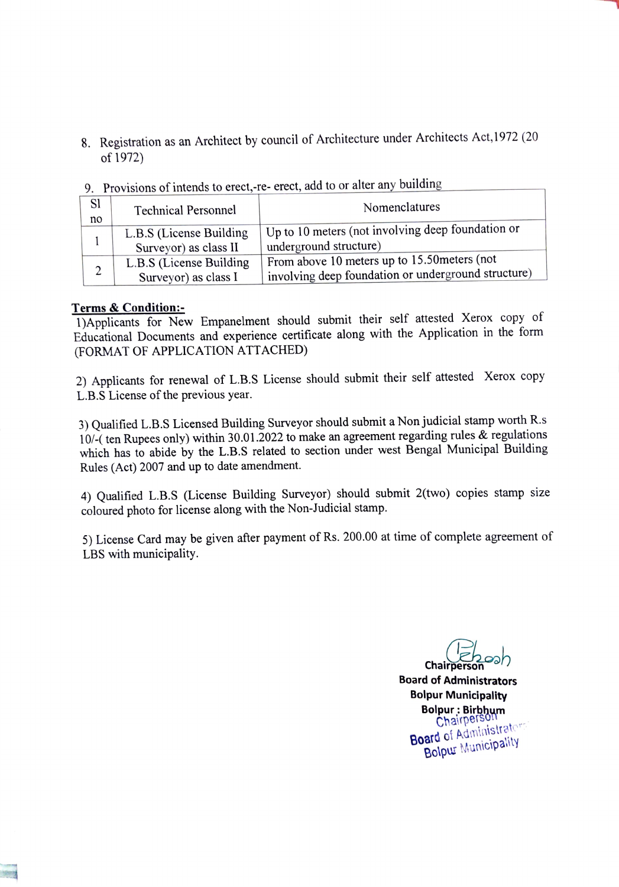8. Registration as an Architect by council of Architecture under Architects Act,1972 (20 of 1972)

9. Provisions of intends to erect,-re- erect, add to or alter any building

| Sl no | Technical Personnel | Nomenclatures |
| --- | --- | --- |
| 1 | L.B.S (License Building Surveyor) as class II | Up to 10 meters (not involving deep foundation or underground structure) |
| 2 | L.B.S (License Building Surveyor) as class I | From above 10 meters up to 15.50meters (not involving deep foundation or underground structure) |

**Terms & Condition:-**

1)Applicants for New Empanelment should submit their self attested Xerox copy of Educational Documents and experience certificate along with the Application in the form (FORMAT OF APPLICATION ATTACHED)

2) Applicants for renewal of L.B.S License should submit their self attested Xerox copy L.B.S License of the previous year.

3) Qualified L.B.S Licensed Building Surveyor should submit a Non judicial stamp worth R.s 10/-( ten Rupees only) within 30.01.2022 to make an agreement regarding rules & regulations which has to abide by the L.B.S related to section under west Bengal Municipal Building Rules (Act) 2007 and up to date amendment.

4) Qualified L.B.S (License Building Surveyor) should submit 2(two) copies stamp size coloured photo for license along with the Non-Judicial stamp.

5) License Card may be given after payment of Rs. 200.00 at time of complete agreement of LBS with municipality.

**Chairperson**
**Board of Administrators**
**Bolpur Municipality**
**Bolpur : Birbhum**

Chairperson
Board of Administrators
Bolpur Municipality